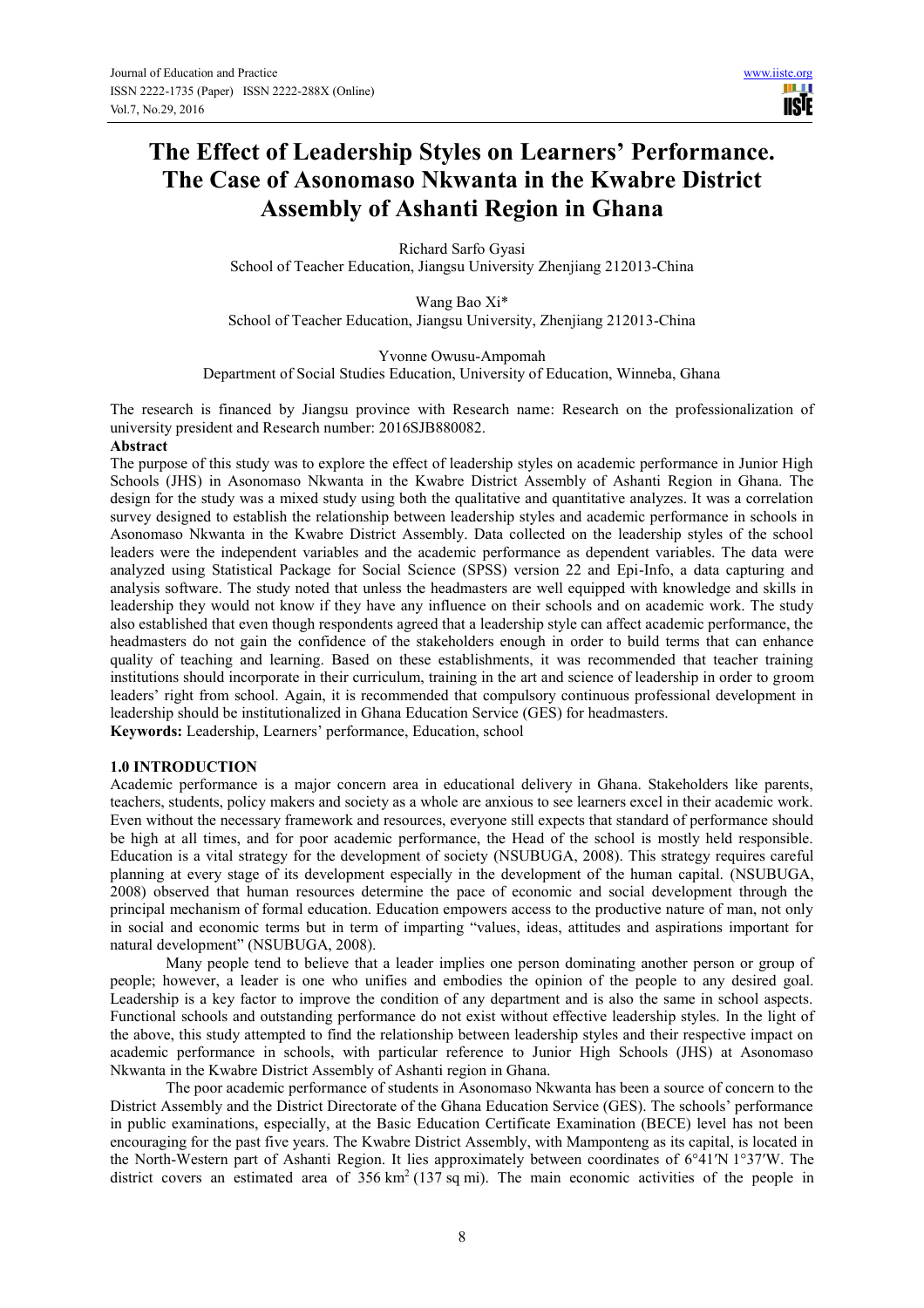# The Effect of Leadership Styles on Learners' Performance. The Case of Asonomaso Nkwanta in the Kwabre District Assembly of Ashanti Region in Ghana

Richard Sarfo Gyasi
School of Teacher Education, Jiangsu University Zhenjiang 212013-China

Wang Bao Xi*
School of Teacher Education, Jiangsu University, Zhenjiang 212013-China

Yvonne Owusu-Ampomah
Department of Social Studies Education, University of Education, Winneba, Ghana

The research is financed by Jiangsu province with Research name: Research on the professionalization of university president and Research number: 2016SJB880082.

**Abstract**

The purpose of this study was to explore the effect of leadership styles on academic performance in Junior High Schools (JHS) in Asonomaso Nkwanta in the Kwabre District Assembly of Ashanti Region in Ghana. The design for the study was a mixed study using both the qualitative and quantitative analyzes. It was a correlation survey designed to establish the relationship between leadership styles and academic performance in schools in Asonomaso Nkwanta in the Kwabre District Assembly. Data collected on the leadership styles of the school leaders were the independent variables and the academic performance as dependent variables. The data were analyzed using Statistical Package for Social Science (SPSS) version 22 and Epi-Info, a data capturing and analysis software. The study noted that unless the headmasters are well equipped with knowledge and skills in leadership they would not know if they have any influence on their schools and on academic work. The study also established that even though respondents agreed that a leadership style can affect academic performance, the headmasters do not gain the confidence of the stakeholders enough in order to build terms that can enhance quality of teaching and learning. Based on these establishments, it was recommended that teacher training institutions should incorporate in their curriculum, training in the art and science of leadership in order to groom leaders' right from school. Again, it is recommended that compulsory continuous professional development in leadership should be institutionalized in Ghana Education Service (GES) for headmasters.

**Keywords:** Leadership, Learners' performance, Education, school

## 1.0 INTRODUCTION

Academic performance is a major concern area in educational delivery in Ghana. Stakeholders like parents, teachers, students, policy makers and society as a whole are anxious to see learners excel in their academic work. Even without the necessary framework and resources, everyone still expects that standard of performance should be high at all times, and for poor academic performance, the Head of the school is mostly held responsible. Education is a vital strategy for the development of society (NSUBUGA, 2008). This strategy requires careful planning at every stage of its development especially in the development of the human capital. (NSUBUGA, 2008) observed that human resources determine the pace of economic and social development through the principal mechanism of formal education. Education empowers access to the productive nature of man, not only in social and economic terms but in term of imparting "values, ideas, attitudes and aspirations important for natural development" (NSUBUGA, 2008).

Many people tend to believe that a leader implies one person dominating another person or group of people; however, a leader is one who unifies and embodies the opinion of the people to any desired goal. Leadership is a key factor to improve the condition of any department and is also the same in school aspects. Functional schools and outstanding performance do not exist without effective leadership styles. In the light of the above, this study attempted to find the relationship between leadership styles and their respective impact on academic performance in schools, with particular reference to Junior High Schools (JHS) at Asonomaso Nkwanta in the Kwabre District Assembly of Ashanti region in Ghana.

The poor academic performance of students in Asonomaso Nkwanta has been a source of concern to the District Assembly and the District Directorate of the Ghana Education Service (GES). The schools' performance in public examinations, especially, at the Basic Education Certificate Examination (BECE) level has not been encouraging for the past five years. The Kwabre District Assembly, with Mamponteng as its capital, is located in the North-Western part of Ashanti Region. It lies approximately between coordinates of 6°41′N 1°37′W. The district covers an estimated area of 356 km² (137 sq mi). The main economic activities of the people in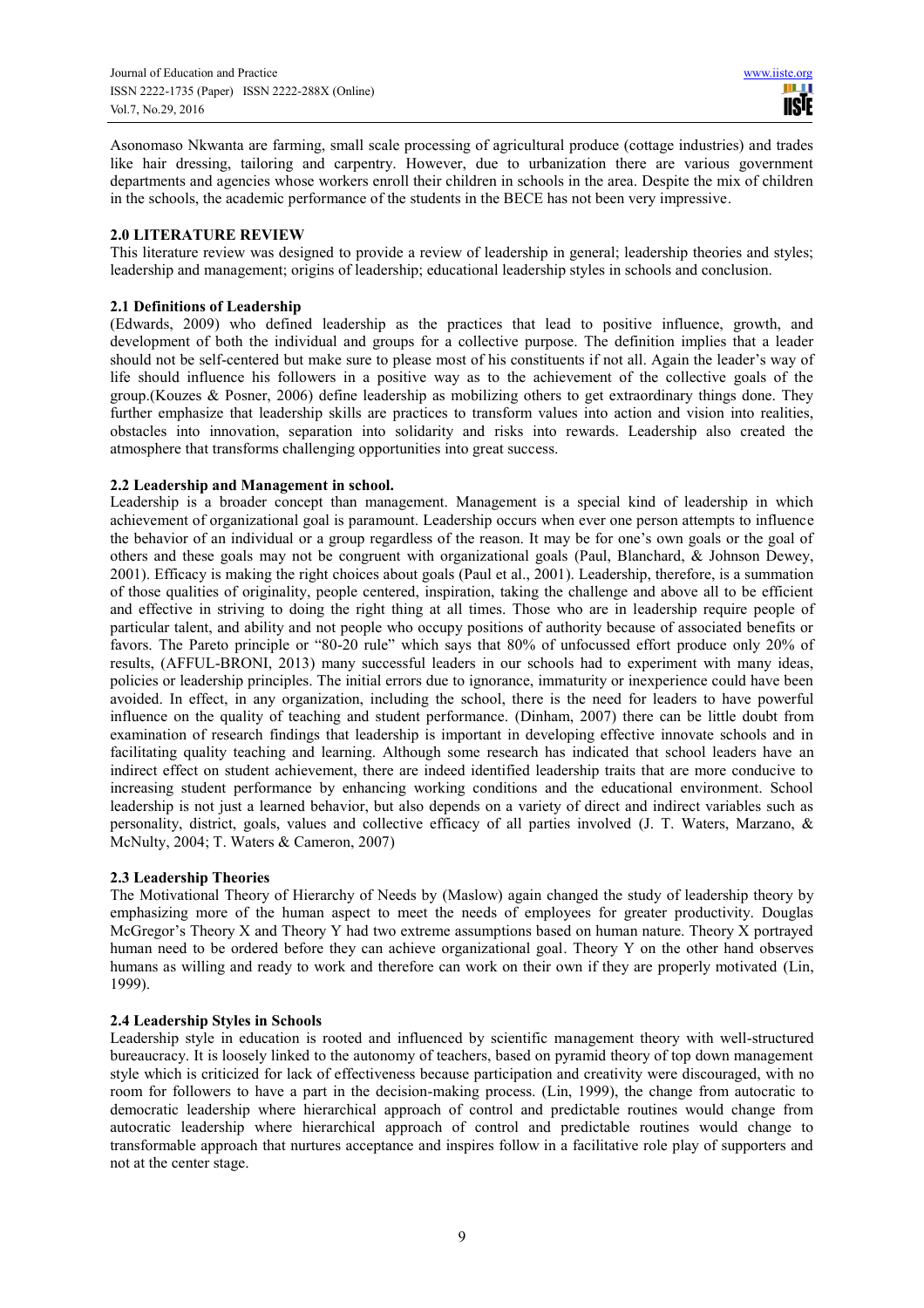Asonomaso Nkwanta are farming, small scale processing of agricultural produce (cottage industries) and trades like hair dressing, tailoring and carpentry. However, due to urbanization there are various government departments and agencies whose workers enroll their children in schools in the area. Despite the mix of children in the schools, the academic performance of the students in the BECE has not been very impressive.

## 2.0 LITERATURE REVIEW

This literature review was designed to provide a review of leadership in general; leadership theories and styles; leadership and management; origins of leadership; educational leadership styles in schools and conclusion.

### 2.1 Definitions of Leadership

(Edwards, 2009) who defined leadership as the practices that lead to positive influence, growth, and development of both the individual and groups for a collective purpose. The definition implies that a leader should not be self-centered but make sure to please most of his constituents if not all. Again the leader's way of life should influence his followers in a positive way as to the achievement of the collective goals of the group.(Kouzes & Posner, 2006) define leadership as mobilizing others to get extraordinary things done. They further emphasize that leadership skills are practices to transform values into action and vision into realities, obstacles into innovation, separation into solidarity and risks into rewards. Leadership also created the atmosphere that transforms challenging opportunities into great success.

### 2.2 Leadership and Management in school.

Leadership is a broader concept than management. Management is a special kind of leadership in which achievement of organizational goal is paramount. Leadership occurs when ever one person attempts to influence the behavior of an individual or a group regardless of the reason. It may be for one's own goals or the goal of others and these goals may not be congruent with organizational goals (Paul, Blanchard, & Johnson Dewey, 2001). Efficacy is making the right choices about goals (Paul et al., 2001). Leadership, therefore, is a summation of those qualities of originality, people centered, inspiration, taking the challenge and above all to be efficient and effective in striving to doing the right thing at all times. Those who are in leadership require people of particular talent, and ability and not people who occupy positions of authority because of associated benefits or favors. The Pareto principle or "80-20 rule" which says that 80% of unfocussed effort produce only 20% of results, (AFFUL-BRONI, 2013) many successful leaders in our schools had to experiment with many ideas, policies or leadership principles. The initial errors due to ignorance, immaturity or inexperience could have been avoided. In effect, in any organization, including the school, there is the need for leaders to have powerful influence on the quality of teaching and student performance. (Dinham, 2007) there can be little doubt from examination of research findings that leadership is important in developing effective innovate schools and in facilitating quality teaching and learning. Although some research has indicated that school leaders have an indirect effect on student achievement, there are indeed identified leadership traits that are more conducive to increasing student performance by enhancing working conditions and the educational environment. School leadership is not just a learned behavior, but also depends on a variety of direct and indirect variables such as personality, district, goals, values and collective efficacy of all parties involved (J. T. Waters, Marzano, & McNulty, 2004; T. Waters & Cameron, 2007)

### 2.3 Leadership Theories

The Motivational Theory of Hierarchy of Needs by (Maslow) again changed the study of leadership theory by emphasizing more of the human aspect to meet the needs of employees for greater productivity. Douglas McGregor's Theory X and Theory Y had two extreme assumptions based on human nature. Theory X portrayed human need to be ordered before they can achieve organizational goal. Theory Y on the other hand observes humans as willing and ready to work and therefore can work on their own if they are properly motivated (Lin, 1999).

### 2.4 Leadership Styles in Schools

Leadership style in education is rooted and influenced by scientific management theory with well-structured bureaucracy. It is loosely linked to the autonomy of teachers, based on pyramid theory of top down management style which is criticized for lack of effectiveness because participation and creativity were discouraged, with no room for followers to have a part in the decision-making process. (Lin, 1999), the change from autocratic to democratic leadership where hierarchical approach of control and predictable routines would change from autocratic leadership where hierarchical approach of control and predictable routines would change to transformable approach that nurtures acceptance and inspires follow in a facilitative role play of supporters and not at the center stage.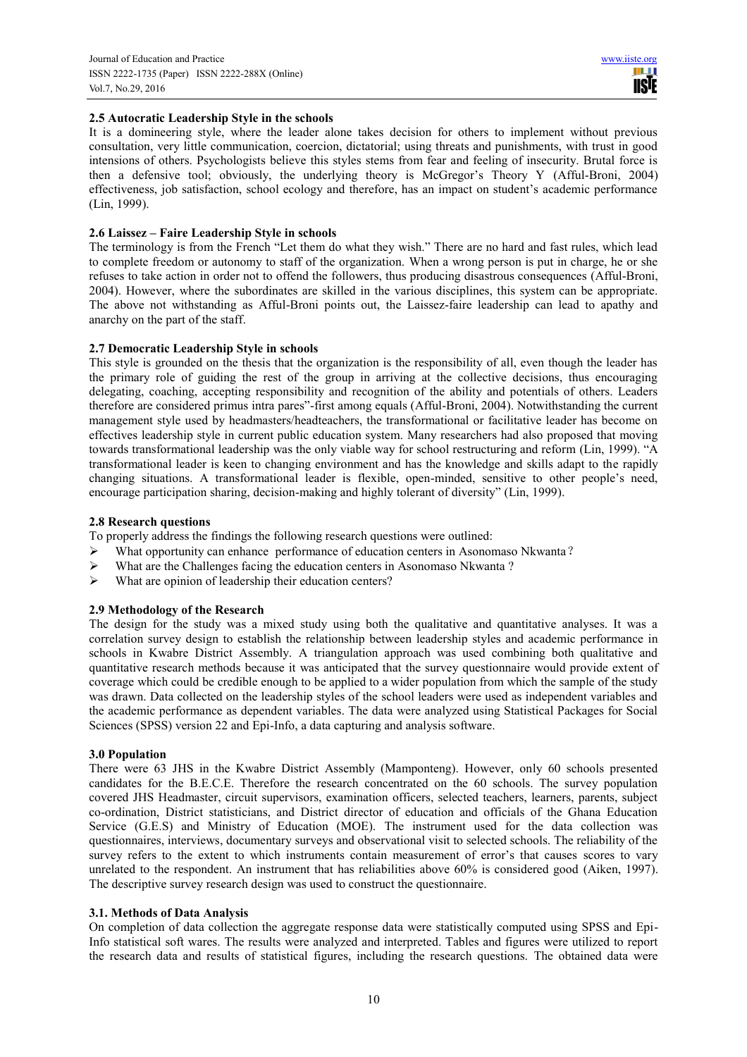### 2.5 Autocratic Leadership Style in the schools

It is a domineering style, where the leader alone takes decision for others to implement without previous consultation, very little communication, coercion, dictatorial; using threats and punishments, with trust in good intensions of others. Psychologists believe this styles stems from fear and feeling of insecurity. Brutal force is then a defensive tool; obviously, the underlying theory is McGregor's Theory Y (Afful-Broni, 2004) effectiveness, job satisfaction, school ecology and therefore, has an impact on student's academic performance (Lin, 1999).

### 2.6 Laissez – Faire Leadership Style in schools

The terminology is from the French "Let them do what they wish." There are no hard and fast rules, which lead to complete freedom or autonomy to staff of the organization. When a wrong person is put in charge, he or she refuses to take action in order not to offend the followers, thus producing disastrous consequences (Afful-Broni, 2004). However, where the subordinates are skilled in the various disciplines, this system can be appropriate. The above not withstanding as Afful-Broni points out, the Laissez-faire leadership can lead to apathy and anarchy on the part of the staff.

### 2.7 Democratic Leadership Style in schools

This style is grounded on the thesis that the organization is the responsibility of all, even though the leader has the primary role of guiding the rest of the group in arriving at the collective decisions, thus encouraging delegating, coaching, accepting responsibility and recognition of the ability and potentials of others. Leaders therefore are considered primus intra pares"-first among equals (Afful-Broni, 2004). Notwithstanding the current management style used by headmasters/headteachers, the transformational or facilitative leader has become on effectives leadership style in current public education system. Many researchers had also proposed that moving towards transformational leadership was the only viable way for school restructuring and reform (Lin, 1999). "A transformational leader is keen to changing environment and has the knowledge and skills adapt to the rapidly changing situations. A transformational leader is flexible, open-minded, sensitive to other people's need, encourage participation sharing, decision-making and highly tolerant of diversity" (Lin, 1999).

### 2.8 Research questions

To properly address the findings the following research questions were outlined:

- What opportunity can enhance performance of education centers in Asonomaso Nkwanta？
- What are the Challenges facing the education centers in Asonomaso Nkwanta ?
- What are opinion of leadership their education centers?

### 2.9 Methodology of the Research

The design for the study was a mixed study using both the qualitative and quantitative analyses. It was a correlation survey design to establish the relationship between leadership styles and academic performance in schools in Kwabre District Assembly. A triangulation approach was used combining both qualitative and quantitative research methods because it was anticipated that the survey questionnaire would provide extent of coverage which could be credible enough to be applied to a wider population from which the sample of the study was drawn. Data collected on the leadership styles of the school leaders were used as independent variables and the academic performance as dependent variables. The data were analyzed using Statistical Packages for Social Sciences (SPSS) version 22 and Epi-Info, a data capturing and analysis software.

### 3.0 Population

There were 63 JHS in the Kwabre District Assembly (Mamponteng). However, only 60 schools presented candidates for the B.E.C.E. Therefore the research concentrated on the 60 schools. The survey population covered JHS Headmaster, circuit supervisors, examination officers, selected teachers, learners, parents, subject co-ordination, District statisticians, and District director of education and officials of the Ghana Education Service (G.E.S) and Ministry of Education (MOE). The instrument used for the data collection was questionnaires, interviews, documentary surveys and observational visit to selected schools. The reliability of the survey refers to the extent to which instruments contain measurement of error's that causes scores to vary unrelated to the respondent. An instrument that has reliabilities above 60% is considered good (Aiken, 1997). The descriptive survey research design was used to construct the questionnaire.

### 3.1. Methods of Data Analysis

On completion of data collection the aggregate response data were statistically computed using SPSS and Epi-Info statistical soft wares. The results were analyzed and interpreted. Tables and figures were utilized to report the research data and results of statistical figures, including the research questions. The obtained data were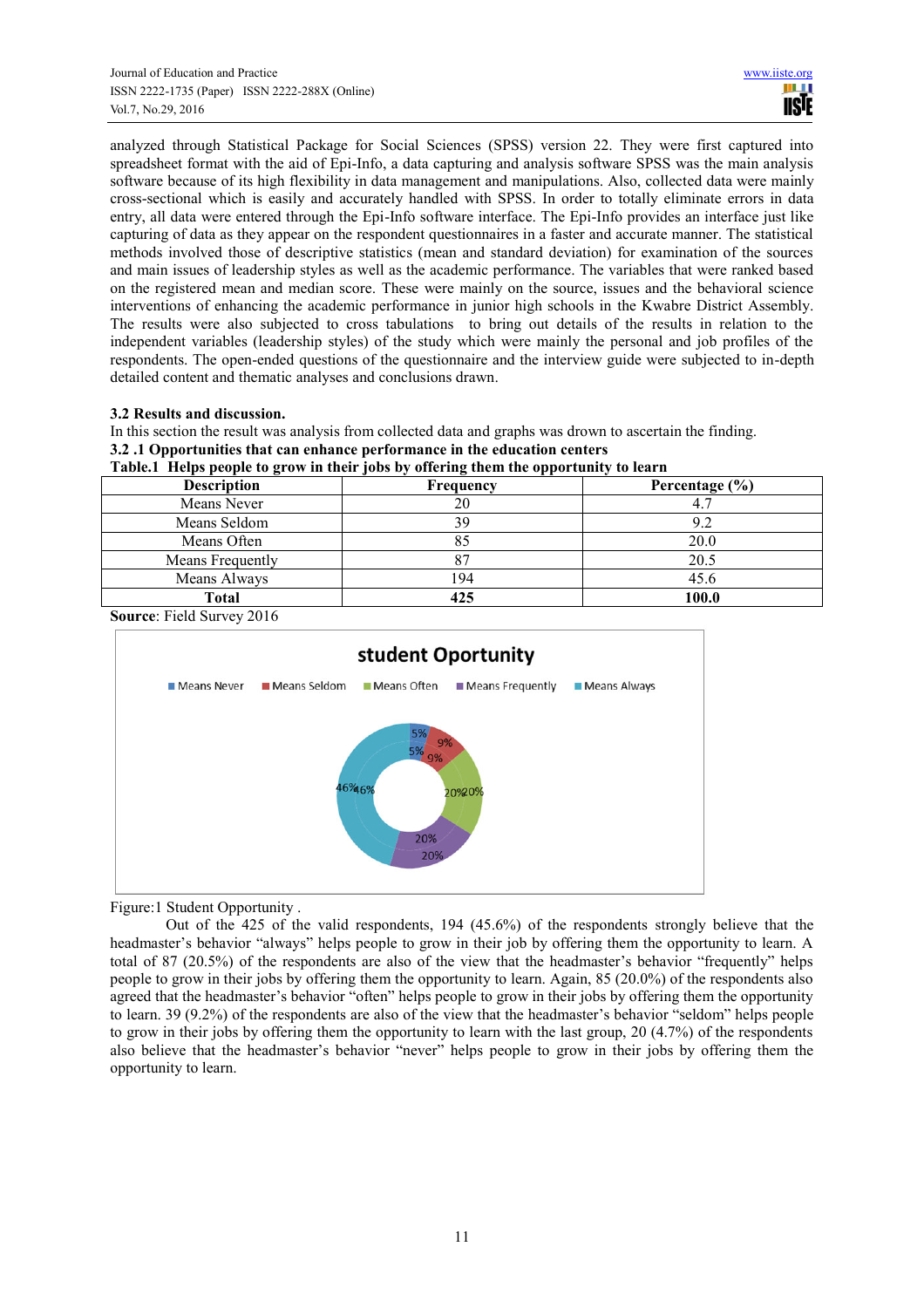analyzed through Statistical Package for Social Sciences (SPSS) version 22. They were first captured into spreadsheet format with the aid of Epi-Info, a data capturing and analysis software SPSS was the main analysis software because of its high flexibility in data management and manipulations. Also, collected data were mainly cross-sectional which is easily and accurately handled with SPSS. In order to totally eliminate errors in data entry, all data were entered through the Epi-Info software interface. The Epi-Info provides an interface just like capturing of data as they appear on the respondent questionnaires in a faster and accurate manner. The statistical methods involved those of descriptive statistics (mean and standard deviation) for examination of the sources and main issues of leadership styles as well as the academic performance. The variables that were ranked based on the registered mean and median score. These were mainly on the source, issues and the behavioral science interventions of enhancing the academic performance in junior high schools in the Kwabre District Assembly. The results were also subjected to cross tabulations to bring out details of the results in relation to the independent variables (leadership styles) of the study which were mainly the personal and job profiles of the respondents. The open-ended questions of the questionnaire and the interview guide were subjected to in-depth detailed content and thematic analyses and conclusions drawn.

### 3.2 Results and discussion.

In this section the result was analysis from collected data and graphs was drawn to ascertain the finding.

#### 3.2 .1 Opportunities that can enhance performance in the education centers

**Table.1 Helps people to grow in their jobs by offering them the opportunity to learn**

| Description | Frequency | Percentage (%) |
|---|---|---|
| Means Never | 20 | 4.7 |
| Means Seldom | 39 | 9.2 |
| Means Often | 85 | 20.0 |
| Means Frequently | 87 | 20.5 |
| Means Always | 194 | 45.6 |
| **Total** | **425** | **100.0** |

**Source**: Field Survey 2016

Figure:1 Student Opportunity .

Out of the 425 of the valid respondents, 194 (45.6%) of the respondents strongly believe that the headmaster's behavior "always" helps people to grow in their job by offering them the opportunity to learn. A total of 87 (20.5%) of the respondents are also of the view that the headmaster's behavior "frequently" helps people to grow in their jobs by offering them the opportunity to learn. Again, 85 (20.0%) of the respondents also agreed that the headmaster's behavior "often" helps people to grow in their jobs by offering them the opportunity to learn. 39 (9.2%) of the respondents are also of the view that the headmaster's behavior "seldom" helps people to grow in their jobs by offering them the opportunity to learn with the last group, 20 (4.7%) of the respondents also believe that the headmaster's behavior "never" helps people to grow in their jobs by offering them the opportunity to learn.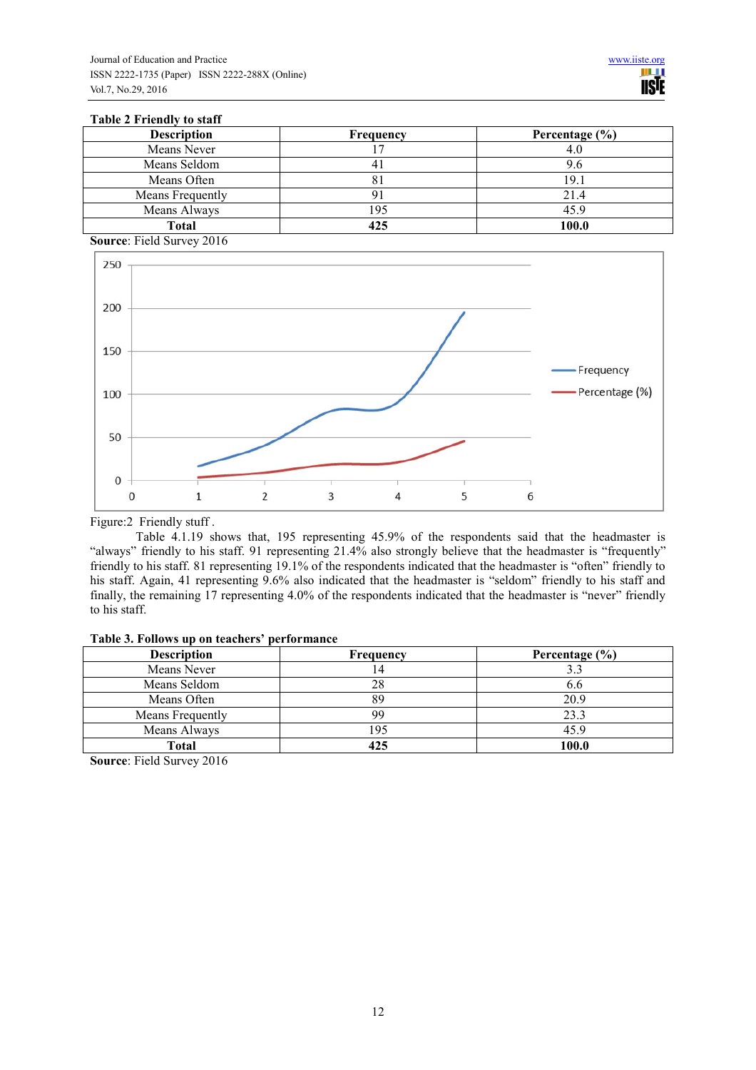**Table 2 Friendly to staff**

| Description | Frequency | Percentage (%) |
|---|---|---|
| Means Never | 17 | 4.0 |
| Means Seldom | 41 | 9.6 |
| Means Often | 81 | 19.1 |
| Means Frequently | 91 | 21.4 |
| Means Always | 195 | 45.9 |
| **Total** | **425** | **100.0** |

**Source**: Field Survey 2016

Figure:2 Friendly stuff .

Table 4.1.19 shows that, 195 representing 45.9% of the respondents said that the headmaster is "always" friendly to his staff. 91 representing 21.4% also strongly believe that the headmaster is "frequently" friendly to his staff. 81 representing 19.1% of the respondents indicated that the headmaster is "often" friendly to his staff. Again, 41 representing 9.6% also indicated that the headmaster is "seldom" friendly to his staff and finally, the remaining 17 representing 4.0% of the respondents indicated that the headmaster is "never" friendly to his staff.

**Table 3. Follows up on teachers' performance**

| Description | Frequency | Percentage (%) |
|---|---|---|
| Means Never | 14 | 3.3 |
| Means Seldom | 28 | 6.6 |
| Means Often | 89 | 20.9 |
| Means Frequently | 99 | 23.3 |
| Means Always | 195 | 45.9 |
| **Total** | **425** | **100.0** |

**Source**: Field Survey 2016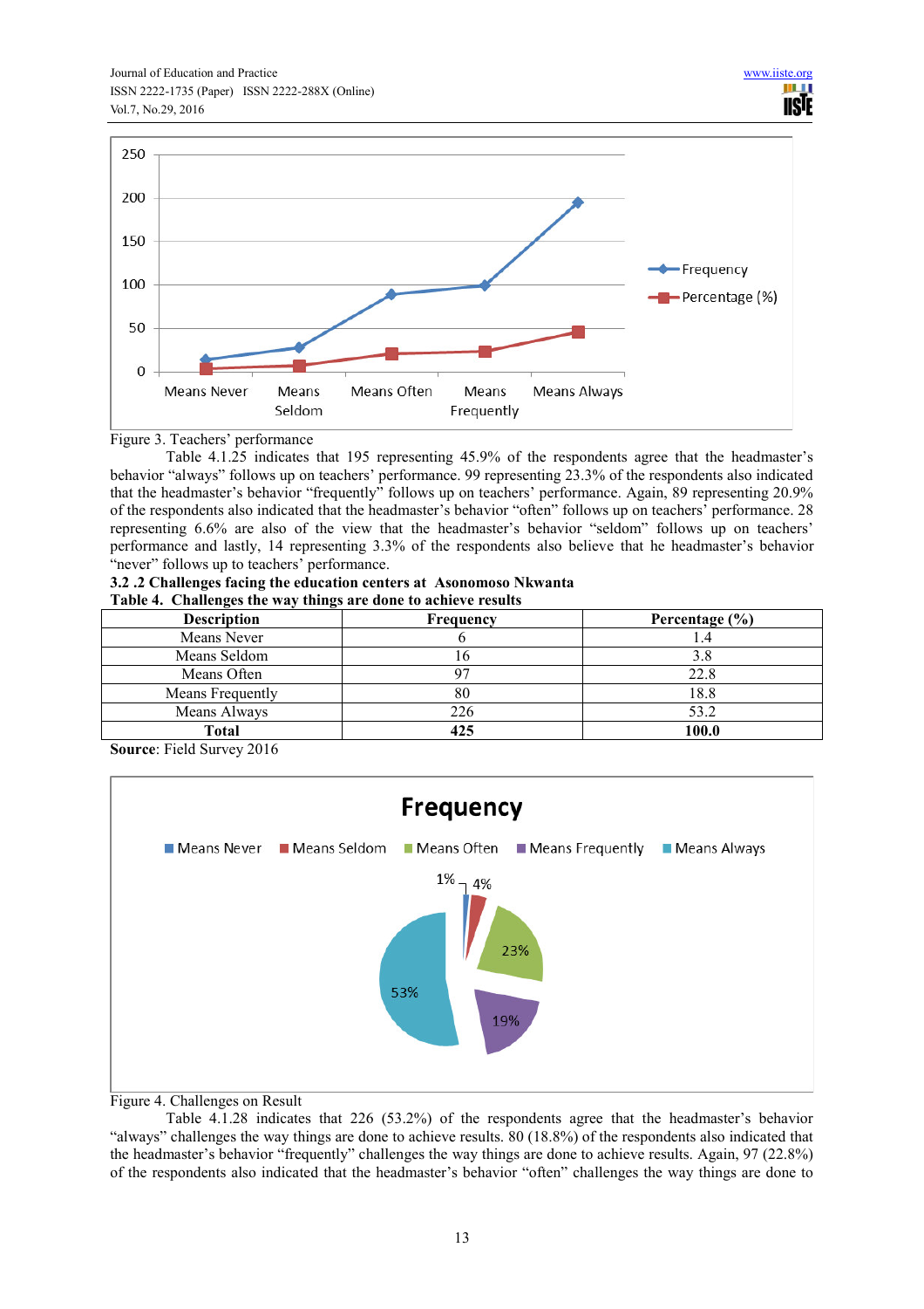Figure 3. Teachers' performance

Table 4.1.25 indicates that 195 representing 45.9% of the respondents agree that the headmaster's behavior "always" follows up on teachers' performance. 99 representing 23.3% of the respondents also indicated that the headmaster's behavior "frequently" follows up on teachers' performance. Again, 89 representing 20.9% of the respondents also indicated that the headmaster's behavior "often" follows up on teachers' performance. 28 representing 6.6% are also of the view that the headmaster's behavior "seldom" follows up on teachers' performance and lastly, 14 representing 3.3% of the respondents also believe that he headmaster's behavior "never" follows up to teachers' performance.

### 3.2 .2 Challenges facing the education centers at Asonomoso Nkwanta

**Table 4. Challenges the way things are done to achieve results**

| Description | Frequency | Percentage (%) |
|---|---|---|
| Means Never | 6 | 1.4 |
| Means Seldom | 16 | 3.8 |
| Means Often | 97 | 22.8 |
| Means Frequently | 80 | 18.8 |
| Means Always | 226 | 53.2 |
| **Total** | **425** | **100.0** |

**Source**: Field Survey 2016

Figure 4. Challenges on Result

Table 4.1.28 indicates that 226 (53.2%) of the respondents agree that the headmaster's behavior "always" challenges the way things are done to achieve results. 80 (18.8%) of the respondents also indicated that the headmaster's behavior "frequently" challenges the way things are done to achieve results. Again, 97 (22.8%) of the respondents also indicated that the headmaster's behavior "often" challenges the way things are done to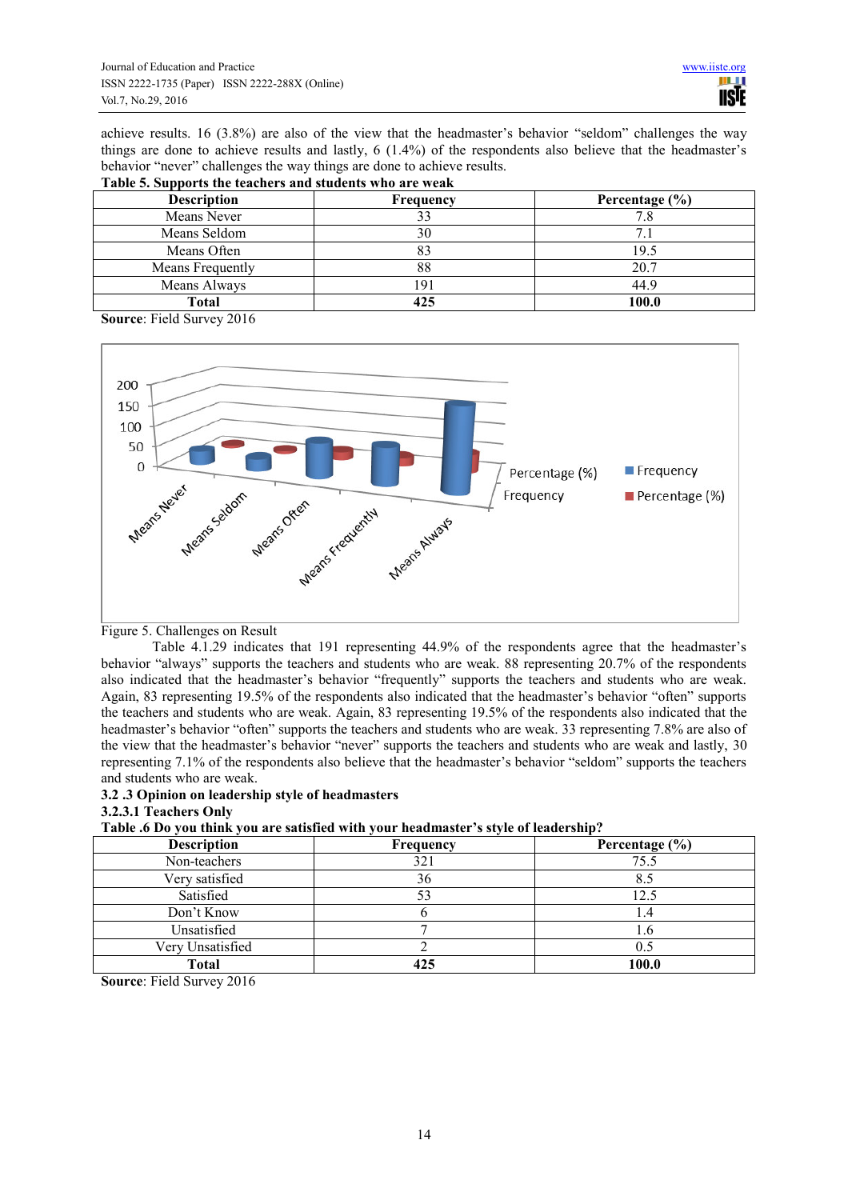achieve results. 16 (3.8%) are also of the view that the headmaster's behavior "seldom" challenges the way things are done to achieve results and lastly, 6 (1.4%) of the respondents also believe that the headmaster's behavior "never" challenges the way things are done to achieve results.

**Table 5. Supports the teachers and students who are weak**

| Description | Frequency | Percentage (%) |
|---|---|---|
| Means Never | 33 | 7.8 |
| Means Seldom | 30 | 7.1 |
| Means Often | 83 | 19.5 |
| Means Frequently | 88 | 20.7 |
| Means Always | 191 | 44.9 |
| **Total** | **425** | **100.0** |

**Source**: Field Survey 2016

Figure 5. Challenges on Result

Table 4.1.29 indicates that 191 representing 44.9% of the respondents agree that the headmaster's behavior "always" supports the teachers and students who are weak. 88 representing 20.7% of the respondents also indicated that the headmaster's behavior "frequently" supports the teachers and students who are weak. Again, 83 representing 19.5% of the respondents also indicated that the headmaster's behavior "often" supports the teachers and students who are weak. Again, 83 representing 19.5% of the respondents also indicated that the headmaster's behavior "often" supports the teachers and students who are weak. 33 representing 7.8% are also of the view that the headmaster's behavior "never" supports the teachers and students who are weak and lastly, 30 representing 7.1% of the respondents also believe that the headmaster's behavior "seldom" supports the teachers and students who are weak.

### 3.2 .3 Opinion on leadership style of headmasters

#### 3.2.3.1 Teachers Only

**Table .6 Do you think you are satisfied with your headmaster's style of leadership?**

| Description | Frequency | Percentage (%) |
|---|---|---|
| Non-teachers | 321 | 75.5 |
| Very satisfied | 36 | 8.5 |
| Satisfied | 53 | 12.5 |
| Don't Know | 6 | 1.4 |
| Unsatisfied | 7 | 1.6 |
| Very Unsatisfied | 2 | 0.5 |
| **Total** | **425** | **100.0** |

**Source**: Field Survey 2016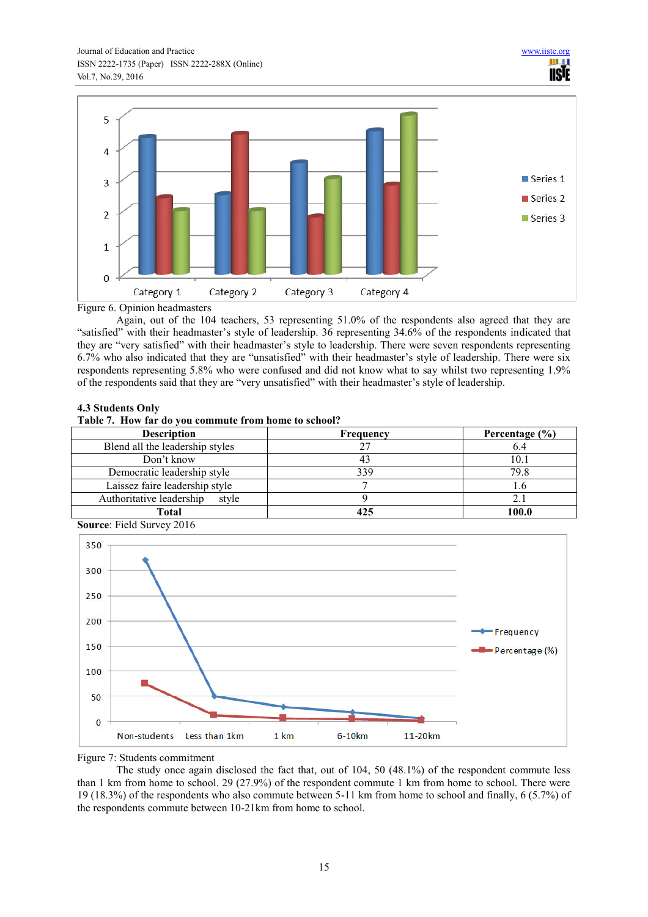Figure 6. Opinion headmasters

Again, out of the 104 teachers, 53 representing 51.0% of the respondents also agreed that they are "satisfied" with their headmaster's style of leadership. 36 representing 34.6% of the respondents indicated that they are "very satisfied" with their headmaster's style to leadership. There were seven respondents representing 6.7% who also indicated that they are "unsatisfied" with their headmaster's style of leadership. There were six respondents representing 5.8% who were confused and did not know what to say whilst two representing 1.9% of the respondents said that they are "very unsatisfied" with their headmaster's style of leadership.

### 4.3 Students Only

**Table 7. How far do you commute from home to school?**

| Description | Frequency | Percentage (%) |
|---|---|---|
| Blend all the leadership styles | 27 | 6.4 |
| Don't know | 43 | 10.1 |
| Democratic leadership style | 339 | 79.8 |
| Laissez faire leadership style | 7 | 1.6 |
| Authoritative leadership style | 9 | 2.1 |
| **Total** | **425** | **100.0** |

**Source**: Field Survey 2016

Figure 7: Students commitment

The study once again disclosed the fact that, out of 104, 50 (48.1%) of the respondent commute less than 1 km from home to school. 29 (27.9%) of the respondent commute 1 km from home to school. There were 19 (18.3%) of the respondents who also commute between 5-11 km from home to school and finally, 6 (5.7%) of the respondents commute between 10-21km from home to school.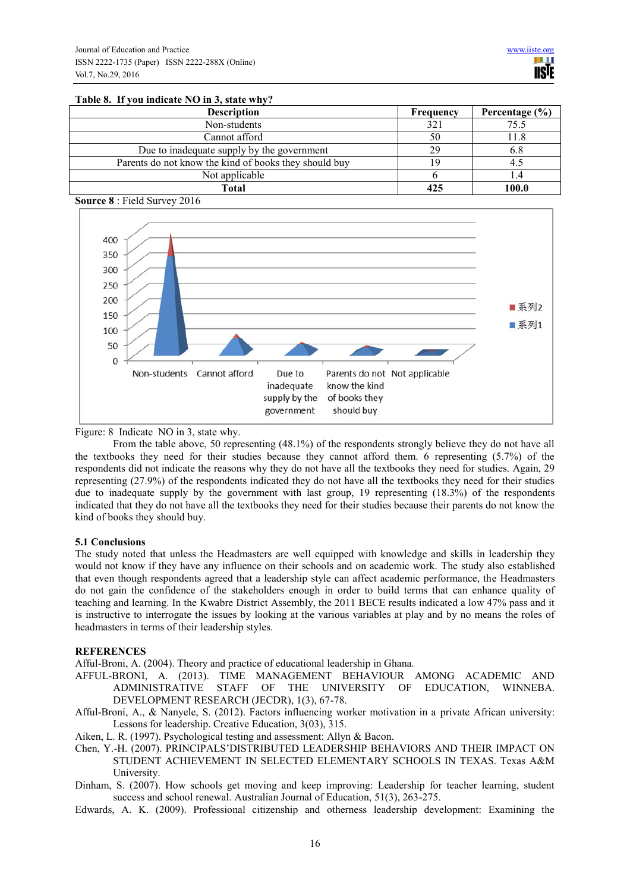**Table 8. If you indicate NO in 3, state why?**

| Description | Frequency | Percentage (%) |
|---|---|---|
| Non-students | 321 | 75.5 |
| Cannot afford | 50 | 11.8 |
| Due to inadequate supply by the government | 29 | 6.8 |
| Parents do not know the kind of books they should buy | 19 | 4.5 |
| Not applicable | 6 | 1.4 |
| **Total** | **425** | **100.0** |

**Source 8** : Field Survey 2016

Figure: 8 Indicate NO in 3, state why.

From the table above, 50 representing (48.1%) of the respondents strongly believe they do not have all the textbooks they need for their studies because they cannot afford them. 6 representing (5.7%) of the respondents did not indicate the reasons why they do not have all the textbooks they need for studies. Again, 29 representing (27.9%) of the respondents indicated they do not have all the textbooks they need for their studies due to inadequate supply by the government with last group, 19 representing (18.3%) of the respondents indicated that they do not have all the textbooks they need for their studies because their parents do not know the kind of books they should buy.

### 5.1 Conclusions

The study noted that unless the Headmasters are well equipped with knowledge and skills in leadership they would not know if they have any influence on their schools and on academic work. The study also established that even though respondents agreed that a leadership style can affect academic performance, the Headmasters do not gain the confidence of the stakeholders enough in order to build terms that can enhance quality of teaching and learning. In the Kwabre District Assembly, the 2011 BECE results indicated a low 47% pass and it is instructive to interrogate the issues by looking at the various variables at play and by no means the roles of headmasters in terms of their leadership styles.

## REFERENCES

Afful-Broni, A. (2004). Theory and practice of educational leadership in Ghana.

AFFUL-BRONI, A. (2013). TIME MANAGEMENT BEHAVIOUR AMONG ACADEMIC AND ADMINISTRATIVE STAFF OF THE UNIVERSITY OF EDUCATION, WINNEBA. DEVELOPMENT RESEARCH (JECDR), 1(3), 67-78.

Afful-Broni, A., & Nanyele, S. (2012). Factors influencing worker motivation in a private African university: Lessons for leadership. Creative Education, 3(03), 315.

Aiken, L. R. (1997). Psychological testing and assessment: Allyn & Bacon.

Chen, Y.-H. (2007). PRINCIPALS'DISTRIBUTED LEADERSHIP BEHAVIORS AND THEIR IMPACT ON STUDENT ACHIEVEMENT IN SELECTED ELEMENTARY SCHOOLS IN TEXAS. Texas A&M University.

Dinham, S. (2007). How schools get moving and keep improving: Leadership for teacher learning, student success and school renewal. Australian Journal of Education, 51(3), 263-275.

Edwards, A. K. (2009). Professional citizenship and otherness leadership development: Examining the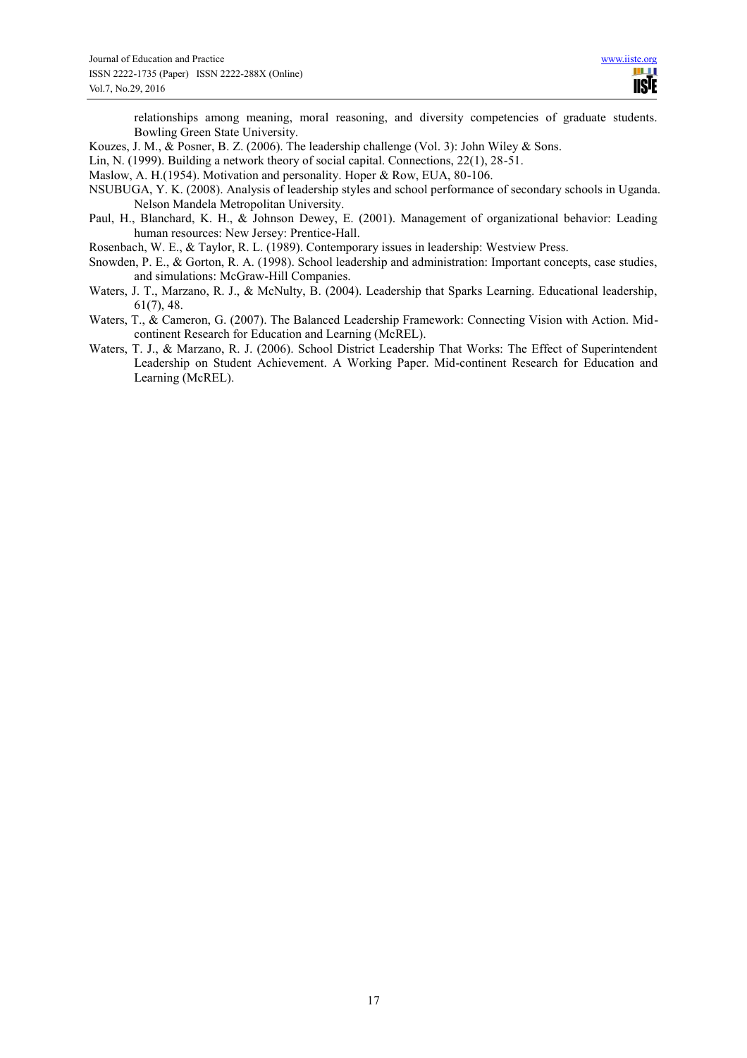relationships among meaning, moral reasoning, and diversity competencies of graduate students. Bowling Green State University.

Kouzes, J. M., & Posner, B. Z. (2006). The leadership challenge (Vol. 3): John Wiley & Sons.

Lin, N. (1999). Building a network theory of social capital. Connections, 22(1), 28-51.

Maslow, A. H.(1954). Motivation and personality. Hoper & Row, EUA, 80-106.

NSUBUGA, Y. K. (2008). Analysis of leadership styles and school performance of secondary schools in Uganda. Nelson Mandela Metropolitan University.

Paul, H., Blanchard, K. H., & Johnson Dewey, E. (2001). Management of organizational behavior: Leading human resources: New Jersey: Prentice-Hall.

Rosenbach, W. E., & Taylor, R. L. (1989). Contemporary issues in leadership: Westview Press.

Snowden, P. E., & Gorton, R. A. (1998). School leadership and administration: Important concepts, case studies, and simulations: McGraw-Hill Companies.

Waters, J. T., Marzano, R. J., & McNulty, B. (2004). Leadership that Sparks Learning. Educational leadership, 61(7), 48.

Waters, T., & Cameron, G. (2007). The Balanced Leadership Framework: Connecting Vision with Action. Mid-continent Research for Education and Learning (McREL).

Waters, T. J., & Marzano, R. J. (2006). School District Leadership That Works: The Effect of Superintendent Leadership on Student Achievement. A Working Paper. Mid-continent Research for Education and Learning (McREL).